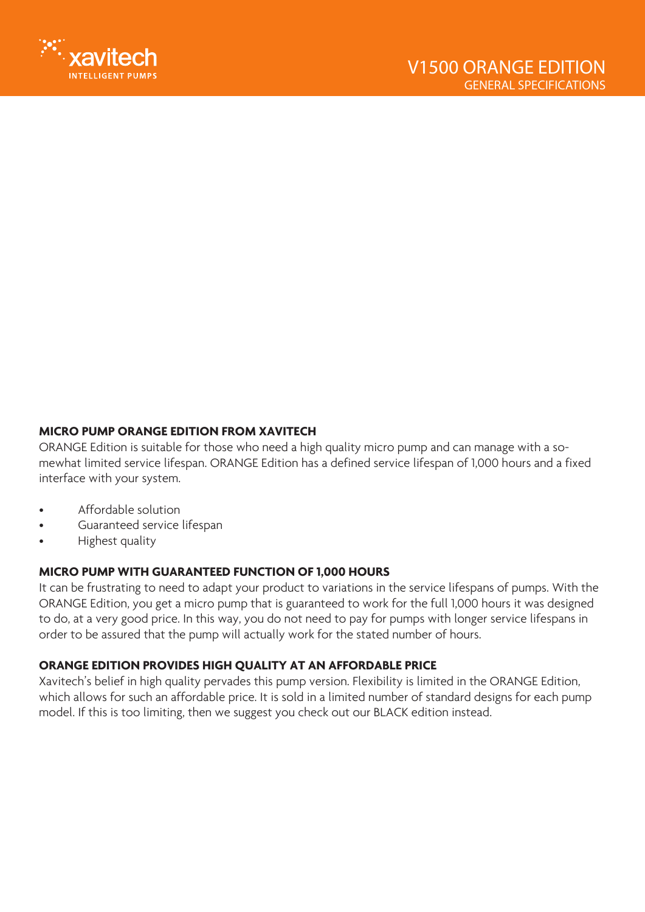# V1500 ORANGE EDITION

## GENERAL SPECIFICATIONS

### MICRO PUMP ORANGE EDITION FROM XAVITECH

ORANGE Edition is suitable for those who need a high quality micro pump and can manage with a somewhat limited service lifespan. ORANGE Edition has a defined service lifespan of 1,000 hours and a fixed interface with your system.

- Affordable solution
- Guaranteed service lifespan
- Highest quality

### MICRO PUMP WITH GUARANTEED FUNCTION OF 1,000 HOURS

It can be frustrating to need to adapt your product to variations in the service lifespans of pumps. With the ORANGE Edition, you get a micro pump that is guaranteed to work for the full 1,000 hours it was designed to do, at a very good price. In this way, you do not need to pay for pumps with longer service lifespans in order to be assured that the pump will actually work for the stated number of hours.

### ORANGE EDITION PROVIDES HIGH QUALITY AT AN AFFORDABLE PRICE

Xavitech's belief in high quality pervades this pump version. Flexibility is limited in the ORANGE Edition, which allows for such an affordable price. It is sold in a limited number of standard designs for each pump model. If this is too limiting, then we suggest you check out our BLACK edition instead.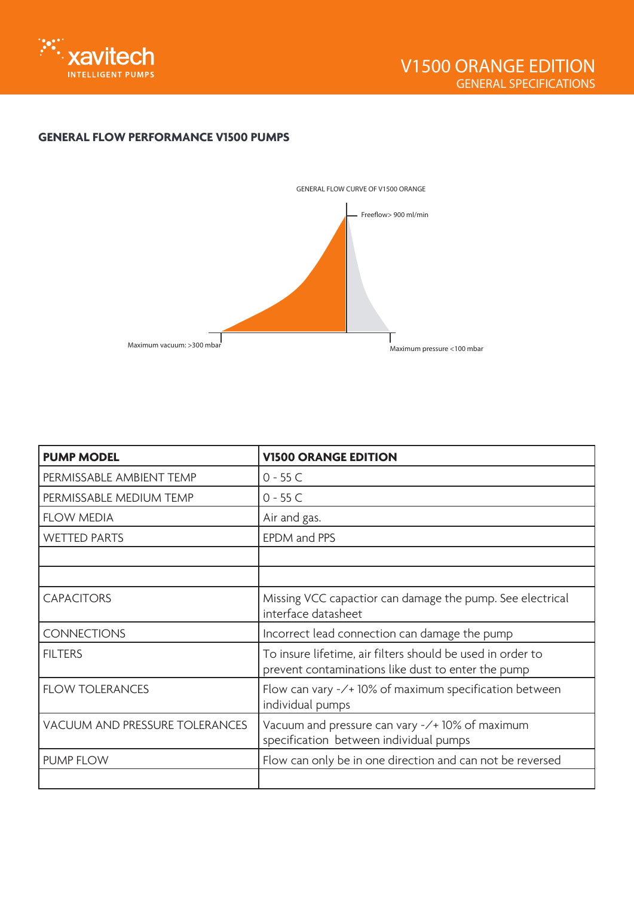# V1500 ORANGE EDITION

## GENERAL SPECIFICATIONS

### GENERAL FLOW PERFORMANCE V1500 PUMPS

GENERAL FLOW CURVE OF V1500 ORANGE

Freeflow> 900 ml/min

Maximum vacuum: >300 mbar

Maximum pressure <100 mbar

| **PUMP MODEL** | **V1500 ORANGE EDITION** |
|---|---|
| PERMISSABLE AMBIENT TEMP | 0 - 55 C |
| PERMISSABLE MEDIUM TEMP | 0 - 55 C |
| FLOW MEDIA | Air and gas. |
| WETTED PARTS | EPDM and PPS |
| | |
| | |
| CAPACITORS | Missing VCC capactior can damage the pump. See electrical interface datasheet |
| CONNECTIONS | Incorrect lead connection can damage the pump |
| FILTERS | To insure lifetime, air filters should be used in order to prevent contaminations like dust to enter the pump |
| FLOW TOLERANCES | Flow can vary -/+ 10% of maximum specification between individual pumps |
| VACUUM AND PRESSURE TOLERANCES | Vacuum and pressure can vary -/+ 10% of maximum specification between individual pumps |
| PUMP FLOW | Flow can only be in one direction and can not be reversed |
| | |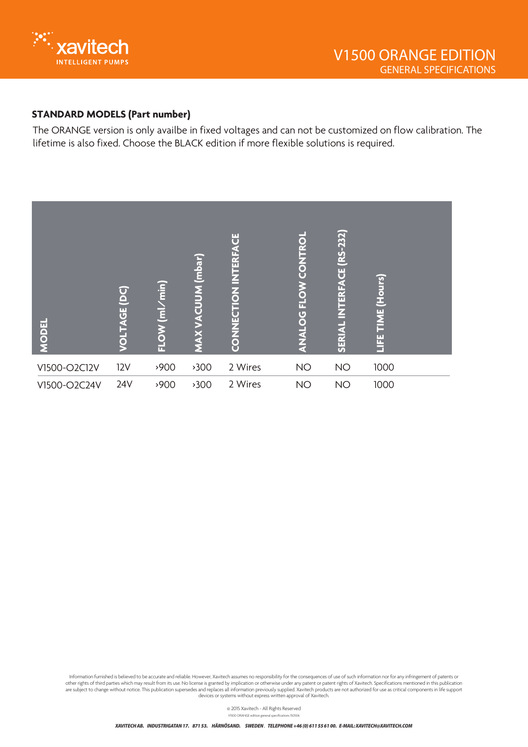xavitech INTELLIGENT PUMPS

# V1500 ORANGE EDITION
## GENERAL SPECIFICATIONS

### STANDARD MODELS (Part number)

The ORANGE version is only availbe in fixed voltages and can not be customized on flow calibration. The lifetime is also fixed. Choose the BLACK edition if more flexible solutions is required.

| MODEL | VOLTAGE (DC) | FLOW (ml/min) | MAX VACUUM (mbar) | CONNECTION INTERFACE | ANALOG FLOW CONTROL | SERIAL INTERFACE (RS-232) | LIFE TIME (Hours) |
|---|---|---|---|---|---|---|---|
| V1500-O2C12V | 12V | ›900 | ›300 | 2 Wires | NO | NO | 1000 |
| V1500-O2C24V | 24V | ›900 | ›300 | 2 Wires | NO | NO | 1000 |

Information furnished is believed to be accurate and reliable. However, Xavitech assumes no responsibility for the consequences of use of such information nor for any infringement of patents or other rights of third parties which may result from its use. No license is granted by implication or otherwise under any patent or patent rights of Xavitech. Specifications mentioned in this publication are subject to change without notice. This publication supersedes and replaces all information previously supplied. Xavitech products are not authorized for use as critical components in life support devices or systems without express written approval of Xavitech.

© 2015 Xavitech - All Rights Reserved

V1500 ORANGE edition general specifications 150506

*XAVITECH AB. INDUSTRIGATAN 17. 871 53. HÄRNÖSAND. SWEDEN. TELEPHONE +46 (0) 611 55 61 00. E-MAIL: XAVITECH@XAVITECH.COM*